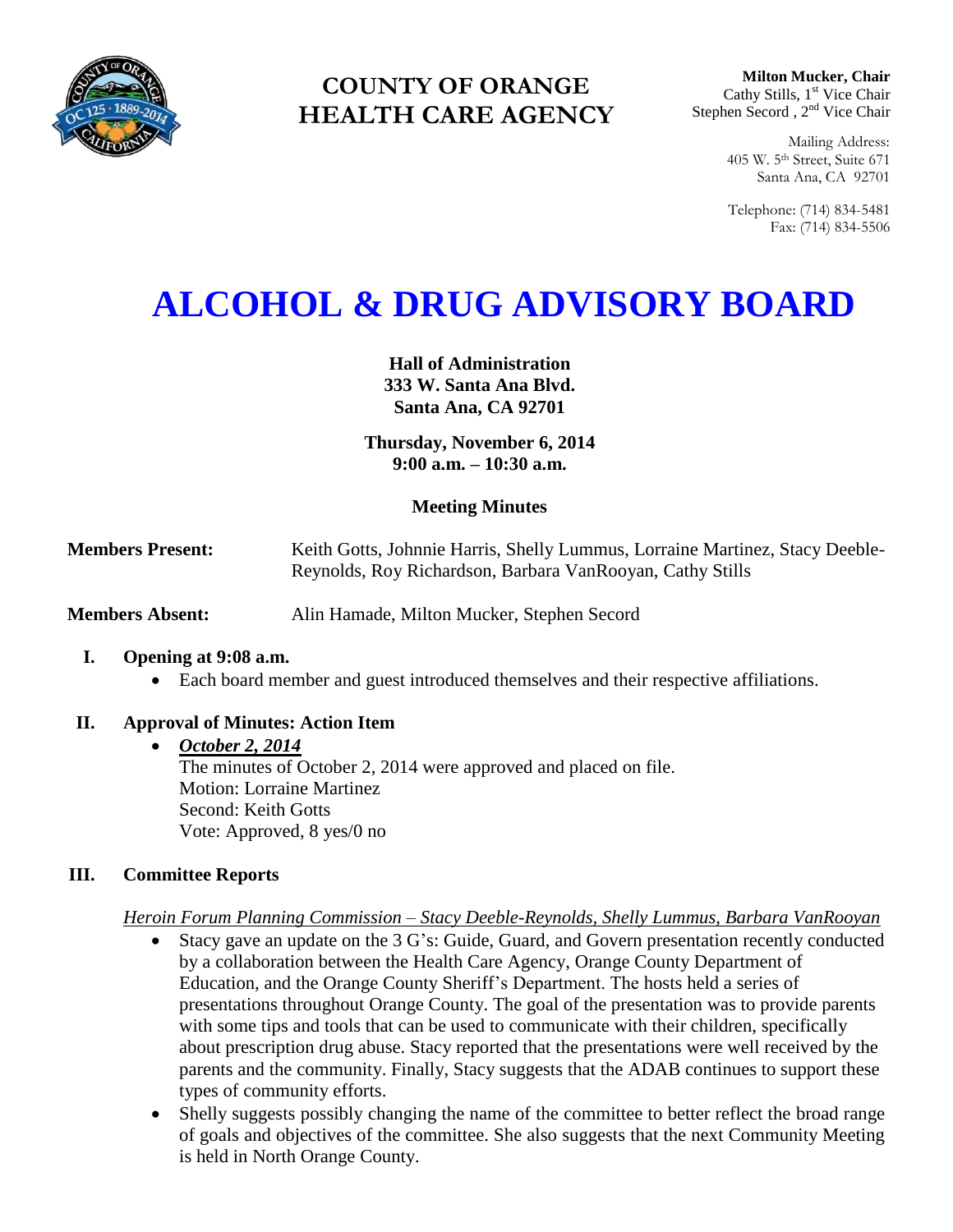**COUNTY OF ORANGE**
**HEALTH CARE AGENCY**

**Milton Mucker, Chair**
Cathy Stills, 1st Vice Chair
Stephen Secord , 2nd Vice Chair

Mailing Address:
405 W. 5th Street, Suite 671
Santa Ana, CA 92701

Telephone: (714) 834-5481
Fax: (714) 834-5506

# ALCOHOL & DRUG ADVISORY BOARD

**Hall of Administration**
**333 W. Santa Ana Blvd.**
**Santa Ana, CA 92701**

**Thursday, November 6, 2014**
**9:00 a.m. – 10:30 a.m.**

**Meeting Minutes**

**Members Present:** Keith Gotts, Johnnie Harris, Shelly Lummus, Lorraine Martinez, Stacy Deeble-Reynolds, Roy Richardson, Barbara VanRooyan, Cathy Stills

**Members Absent:** Alin Hamade, Milton Mucker, Stephen Secord

**I. Opening at 9:08 a.m.**

- Each board member and guest introduced themselves and their respective affiliations.

**II. Approval of Minutes: Action Item**

- ***October 2, 2014***
  The minutes of October 2, 2014 were approved and placed on file.
  Motion: Lorraine Martinez
  Second: Keith Gotts
  Vote: Approved, 8 yes/0 no

**III. Committee Reports**

*Heroin Forum Planning Commission – Stacy Deeble-Reynolds, Shelly Lummus, Barbara VanRooyan*

- Stacy gave an update on the 3 G's: Guide, Guard, and Govern presentation recently conducted by a collaboration between the Health Care Agency, Orange County Department of Education, and the Orange County Sheriff's Department. The hosts held a series of presentations throughout Orange County. The goal of the presentation was to provide parents with some tips and tools that can be used to communicate with their children, specifically about prescription drug abuse. Stacy reported that the presentations were well received by the parents and the community. Finally, Stacy suggests that the ADAB continues to support these types of community efforts.
- Shelly suggests possibly changing the name of the committee to better reflect the broad range of goals and objectives of the committee. She also suggests that the next Community Meeting is held in North Orange County.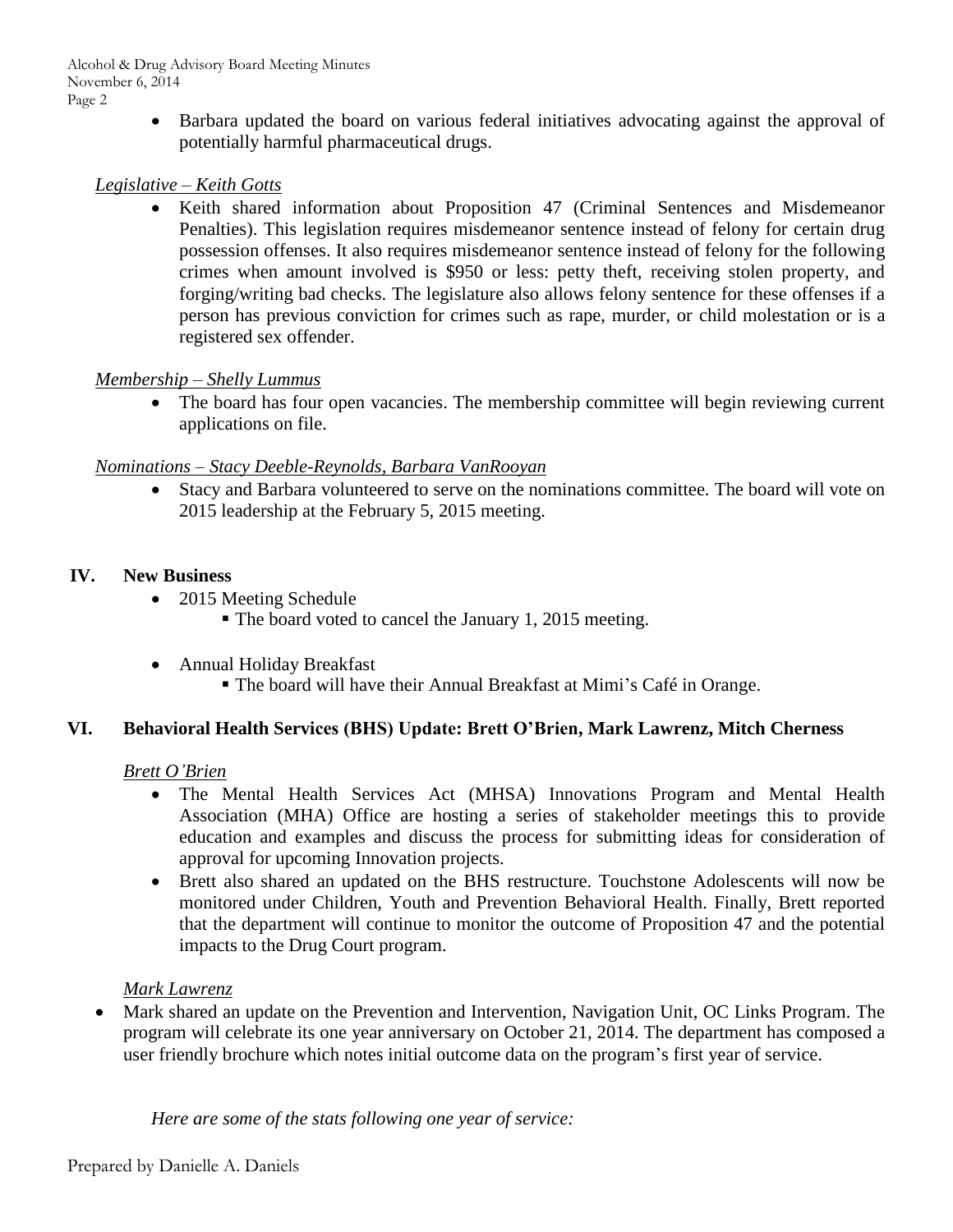- Barbara updated the board on various federal initiatives advocating against the approval of potentially harmful pharmaceutical drugs.

*Legislative – Keith Gotts*

- Keith shared information about Proposition 47 (Criminal Sentences and Misdemeanor Penalties). This legislation requires misdemeanor sentence instead of felony for certain drug possession offenses. It also requires misdemeanor sentence instead of felony for the following crimes when amount involved is $950 or less: petty theft, receiving stolen property, and forging/writing bad checks. The legislature also allows felony sentence for these offenses if a person has previous conviction for crimes such as rape, murder, or child molestation or is a registered sex offender.

*Membership – Shelly Lummus*

- The board has four open vacancies. The membership committee will begin reviewing current applications on file.

*Nominations – Stacy Deeble-Reynolds, Barbara VanRooyan*

- Stacy and Barbara volunteered to serve on the nominations committee. The board will vote on 2015 leadership at the February 5, 2015 meeting.

## IV. New Business

- 2015 Meeting Schedule
    - The board voted to cancel the January 1, 2015 meeting.
- Annual Holiday Breakfast
    - The board will have their Annual Breakfast at Mimi's Café in Orange.

## VI. Behavioral Health Services (BHS) Update: Brett O'Brien, Mark Lawrenz, Mitch Cherness

*Brett O'Brien*

- The Mental Health Services Act (MHSA) Innovations Program and Mental Health Association (MHA) Office are hosting a series of stakeholder meetings this to provide education and examples and discuss the process for submitting ideas for consideration of approval for upcoming Innovation projects.
- Brett also shared an updated on the BHS restructure. Touchstone Adolescents will now be monitored under Children, Youth and Prevention Behavioral Health. Finally, Brett reported that the department will continue to monitor the outcome of Proposition 47 and the potential impacts to the Drug Court program.

*Mark Lawrenz*

- Mark shared an update on the Prevention and Intervention, Navigation Unit, OC Links Program. The program will celebrate its one year anniversary on October 21, 2014. The department has composed a user friendly brochure which notes initial outcome data on the program's first year of service.

*Here are some of the stats following one year of service:*

Prepared by Danielle A. Daniels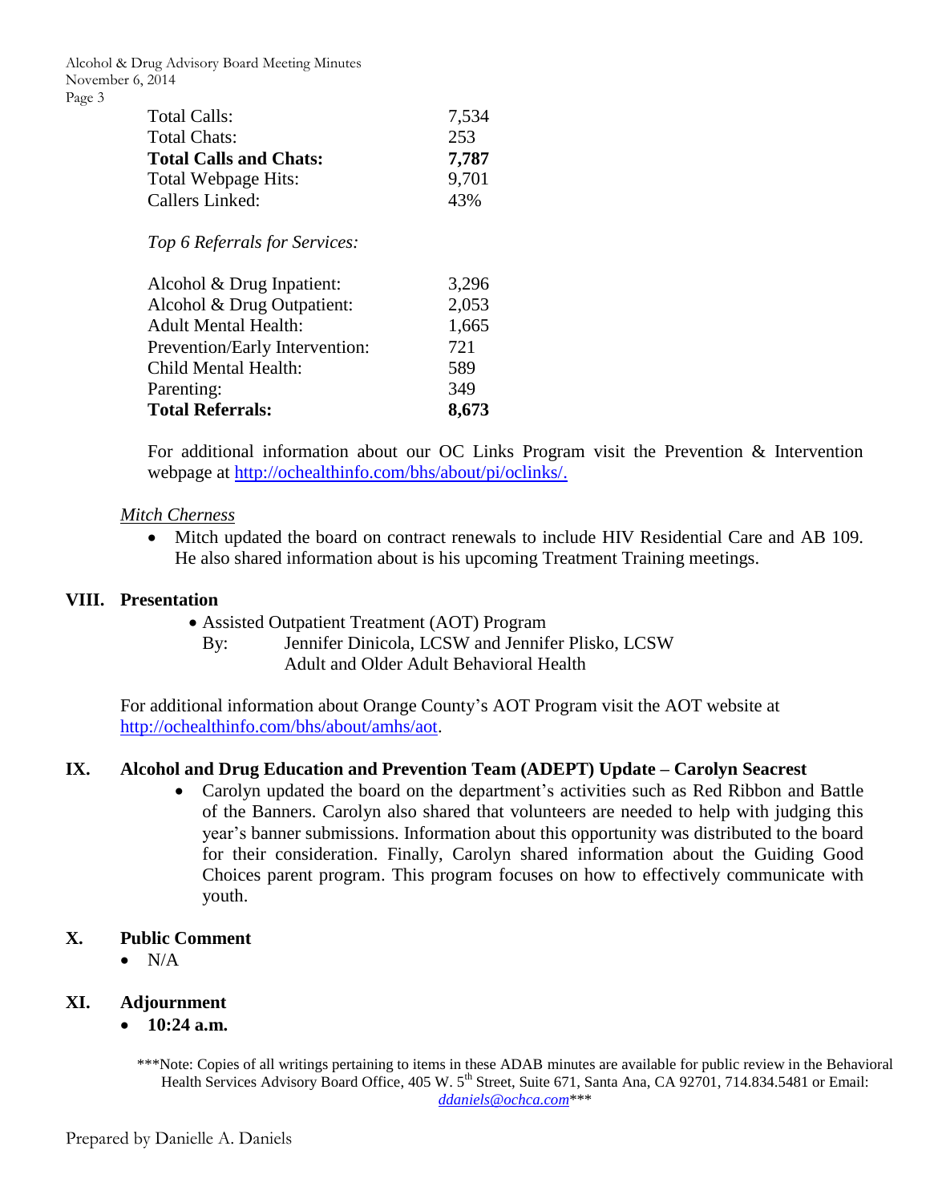| | |
|---|---|
| Total Calls: | 7,534 |
| Total Chats: | 253 |
| **Total Calls and Chats:** | **7,787** |
| Total Webpage Hits: | 9,701 |
| Callers Linked: | 43% |

*Top 6 Referrals for Services:*

| | |
|---|---|
| Alcohol & Drug Inpatient: | 3,296 |
| Alcohol & Drug Outpatient: | 2,053 |
| Adult Mental Health: | 1,665 |
| Prevention/Early Intervention: | 721 |
| Child Mental Health: | 589 |
| Parenting: | 349 |
| **Total Referrals:** | **8,673** |

For additional information about our OC Links Program visit the Prevention & Intervention webpage at http://ochealthinfo.com/bhs/about/pi/oclinks/.

*Mitch Cherness*

- Mitch updated the board on contract renewals to include HIV Residential Care and AB 109. He also shared information about is his upcoming Treatment Training meetings.

## VIII. Presentation

- Assisted Outpatient Treatment (AOT) Program
  By: Jennifer Dinicola, LCSW and Jennifer Plisko, LCSW
  Adult and Older Adult Behavioral Health

For additional information about Orange County's AOT Program visit the AOT website at http://ochealthinfo.com/bhs/about/amhs/aot.

## IX. Alcohol and Drug Education and Prevention Team (ADEPT) Update – Carolyn Seacrest

- Carolyn updated the board on the department's activities such as Red Ribbon and Battle of the Banners. Carolyn also shared that volunteers are needed to help with judging this year's banner submissions. Information about this opportunity was distributed to the board for their consideration. Finally, Carolyn shared information about the Guiding Good Choices parent program. This program focuses on how to effectively communicate with youth.

## X. Public Comment

- N/A

## XI. Adjournment

- **10:24 a.m.**

\*\*\*Note: Copies of all writings pertaining to items in these ADAB minutes are available for public review in the Behavioral Health Services Advisory Board Office, 405 W. 5th Street, Suite 671, Santa Ana, CA 92701, 714.834.5481 or Email: *ddaniels@ochca.com*\*\*\*

Prepared by Danielle A. Daniels